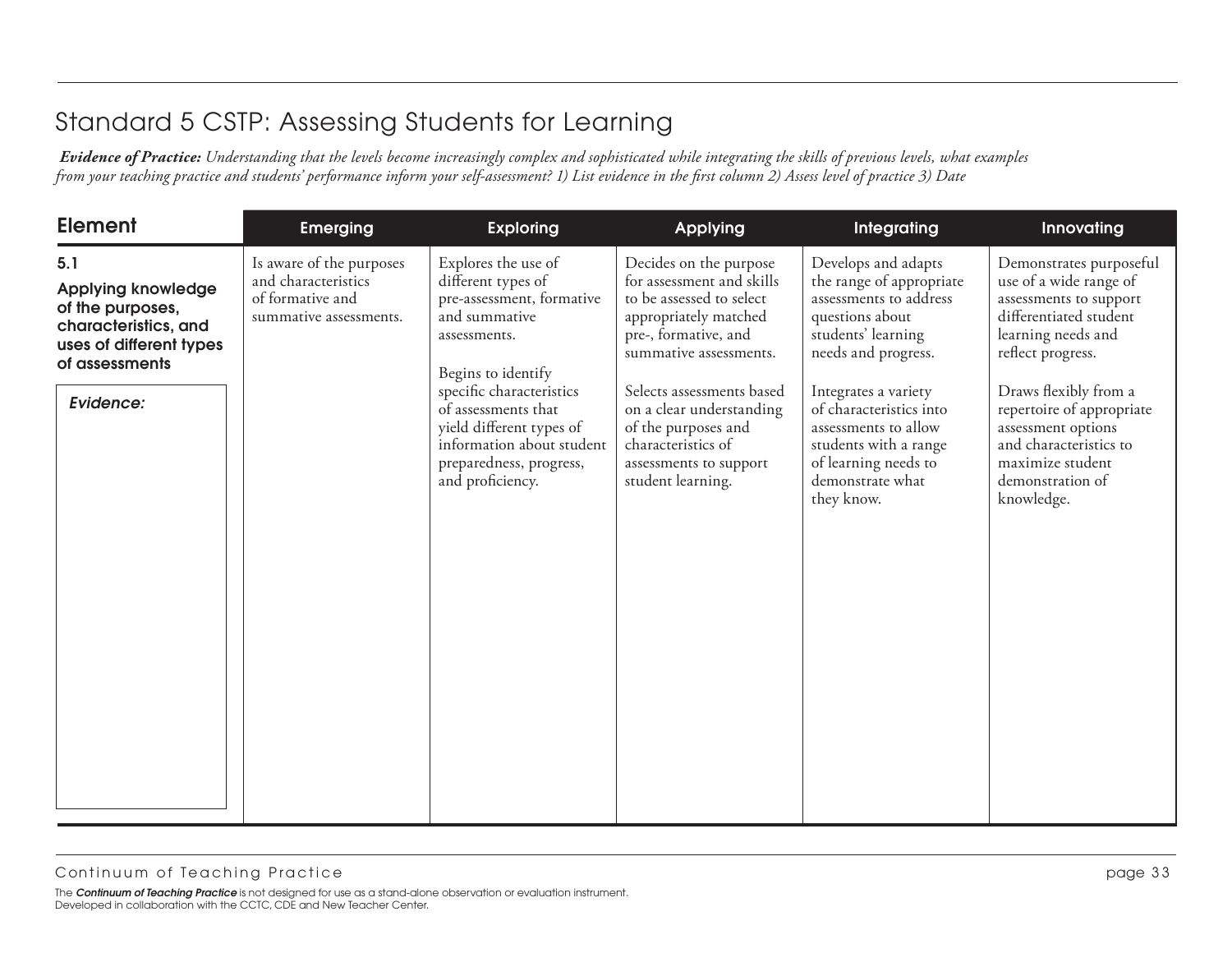# Standard 5 CSTP: Assessing Students for Learning

***Evidence of Practice:*** *Understanding that the levels become increasingly complex and sophisticated while integrating the skills of previous levels, what examples from your teaching practice and students' performance inform your self-assessment? 1) List evidence in the first column 2) Assess level of practice 3) Date*

| Element | Emerging | Exploring | Applying | Integrating | Innovating |
|---|---|---|---|---|---|
| **5.1** **Applying knowledge of the purposes, characteristics, and uses of different types of assessments** <br><br> *Evidence:* | Is aware of the purposes and characteristics of formative and summative assessments. | Explores the use of different types of pre-assessment, formative and summative assessments. <br><br> Begins to identify specific characteristics of assessments that yield different types of information about student preparedness, progress, and proficiency. | Decides on the purpose for assessment and skills to be assessed to select appropriately matched pre-, formative, and summative assessments. <br><br> Selects assessments based on a clear understanding of the purposes and characteristics of assessments to support student learning. | Develops and adapts the range of appropriate assessments to address questions about students' learning needs and progress. <br><br> Integrates a variety of characteristics into assessments to allow students with a range of learning needs to demonstrate what they know. | Demonstrates purposeful use of a wide range of assessments to support differentiated student learning needs and reflect progress. <br><br> Draws flexibly from a repertoire of appropriate assessment options and characteristics to maximize student demonstration of knowledge. |

Continuum of Teaching Practice

The ***Continuum of Teaching Practice*** is not designed for use as a stand-alone observation or evaluation instrument.
Developed in collaboration with the CCTC, CDE and New Teacher Center.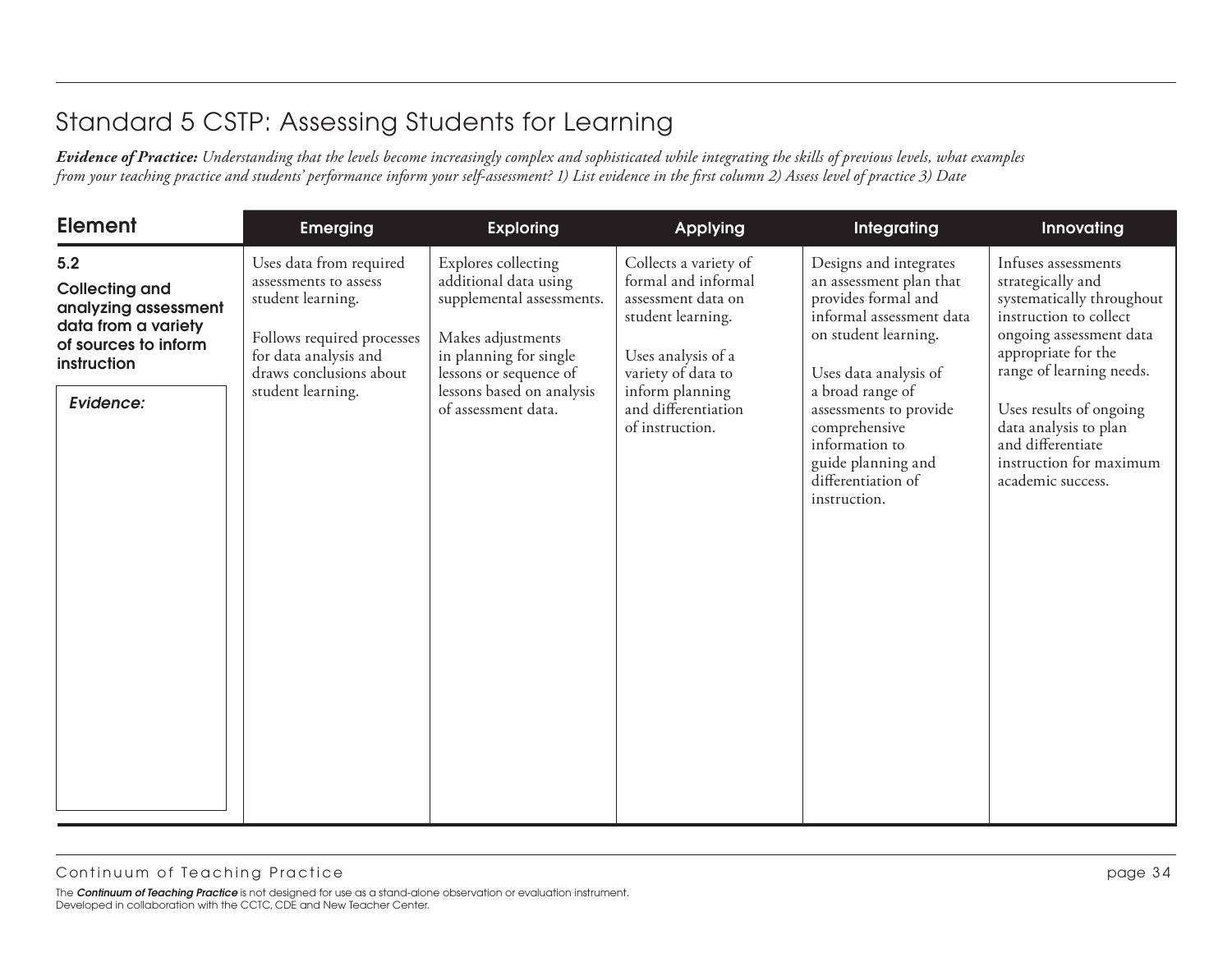## Standard 5 CSTP: Assessing Students for Learning

***Evidence of Practice:*** *Understanding that the levels become increasingly complex and sophisticated while integrating the skills of previous levels, what examples from your teaching practice and students' performance inform your self-assessment? 1) List evidence in the first column 2) Assess level of practice 3) Date*

| Element | Emerging | Exploring | Applying | Integrating | Innovating |
|---|---|---|---|---|---|
| **5.2 Collecting and analyzing assessment data from a variety of sources to inform instruction**<br><br>*Evidence:* | Uses data from required assessments to assess student learning.<br><br>Follows required processes for data analysis and draws conclusions about student learning. | Explores collecting additional data using supplemental assessments.<br><br>Makes adjustments in planning for single lessons or sequence of lessons based on analysis of assessment data. | Collects a variety of formal and informal assessment data on student learning.<br><br>Uses analysis of a variety of data to inform planning and differentiation of instruction. | Designs and integrates an assessment plan that provides formal and informal assessment data on student learning.<br><br>Uses data analysis of a broad range of assessments to provide comprehensive information to guide planning and differentiation of instruction. | Infuses assessments strategically and systematically throughout instruction to collect ongoing assessment data appropriate for the range of learning needs.<br><br>Uses results of ongoing data analysis to plan and differentiate instruction for maximum academic success. |

The ***Continuum of Teaching Practice*** is not designed for use as a stand-alone observation or evaluation instrument.
Developed in collaboration with the CCTC, CDE and New Teacher Center.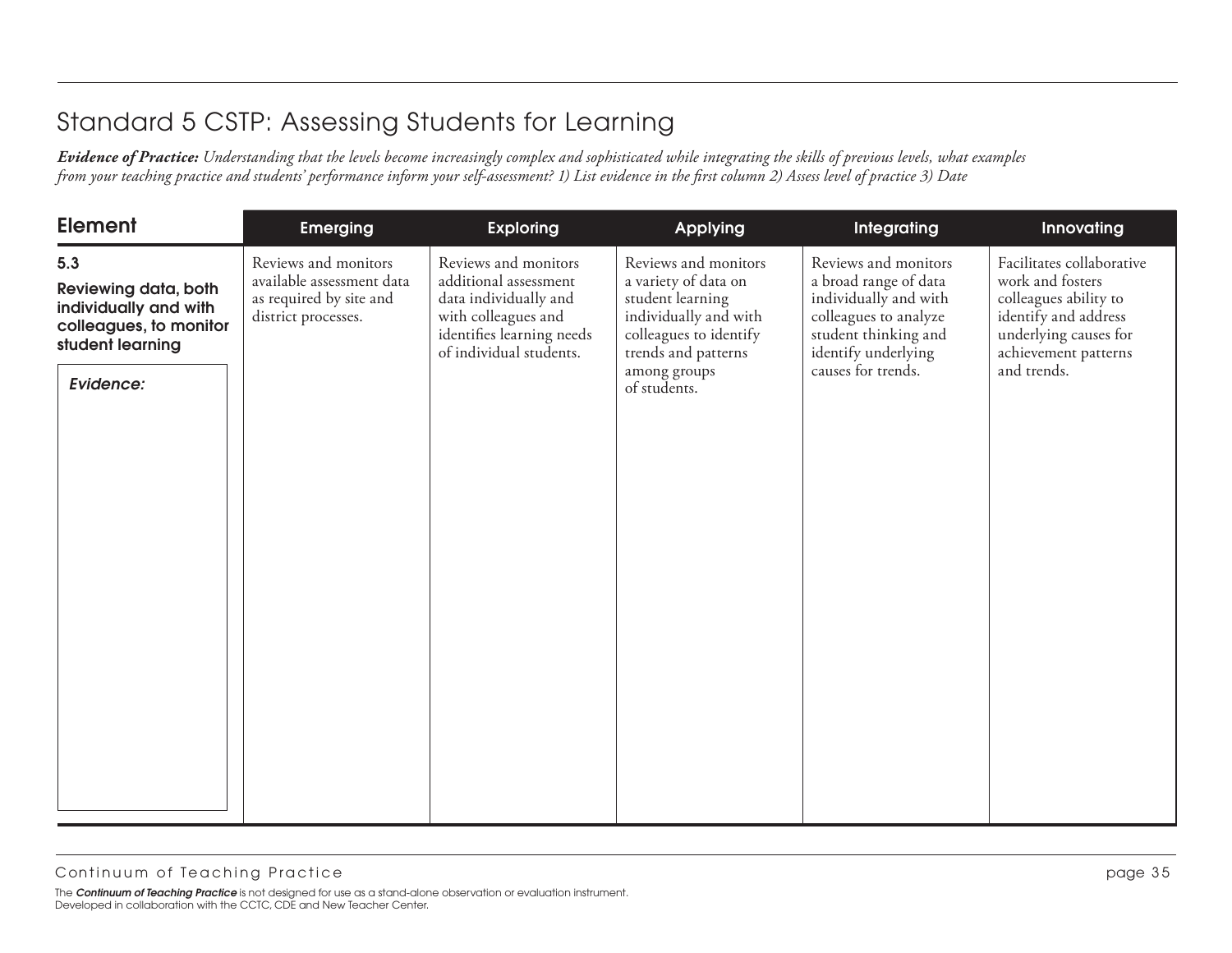## Standard 5 CSTP: Assessing Students for Learning

***Evidence of Practice:*** *Understanding that the levels become increasingly complex and sophisticated while integrating the skills of previous levels, what examples from your teaching practice and students' performance inform your self-assessment? 1) List evidence in the first column 2) Assess level of practice 3) Date*

| Element | Emerging | Exploring | Applying | Integrating | Innovating |
|---|---|---|---|---|---|
| **5.3**<br>**Reviewing data, both individually and with colleagues, to monitor student learning**<br><br>*Evidence:* | Reviews and monitors available assessment data as required by site and district processes. | Reviews and monitors additional assessment data individually and with colleagues and identifies learning needs of individual students. | Reviews and monitors a variety of data on student learning individually and with colleagues to identify trends and patterns among groups of students. | Reviews and monitors a broad range of data individually and with colleagues to analyze student thinking and identify underlying causes for trends. | Facilitates collaborative work and fosters colleagues ability to identify and address underlying causes for achievement patterns and trends. |

Continuum of Teaching Practice

The ***Continuum of Teaching Practice*** is not designed for use as a stand-alone observation or evaluation instrument.
Developed in collaboration with the CCTC, CDE and New Teacher Center.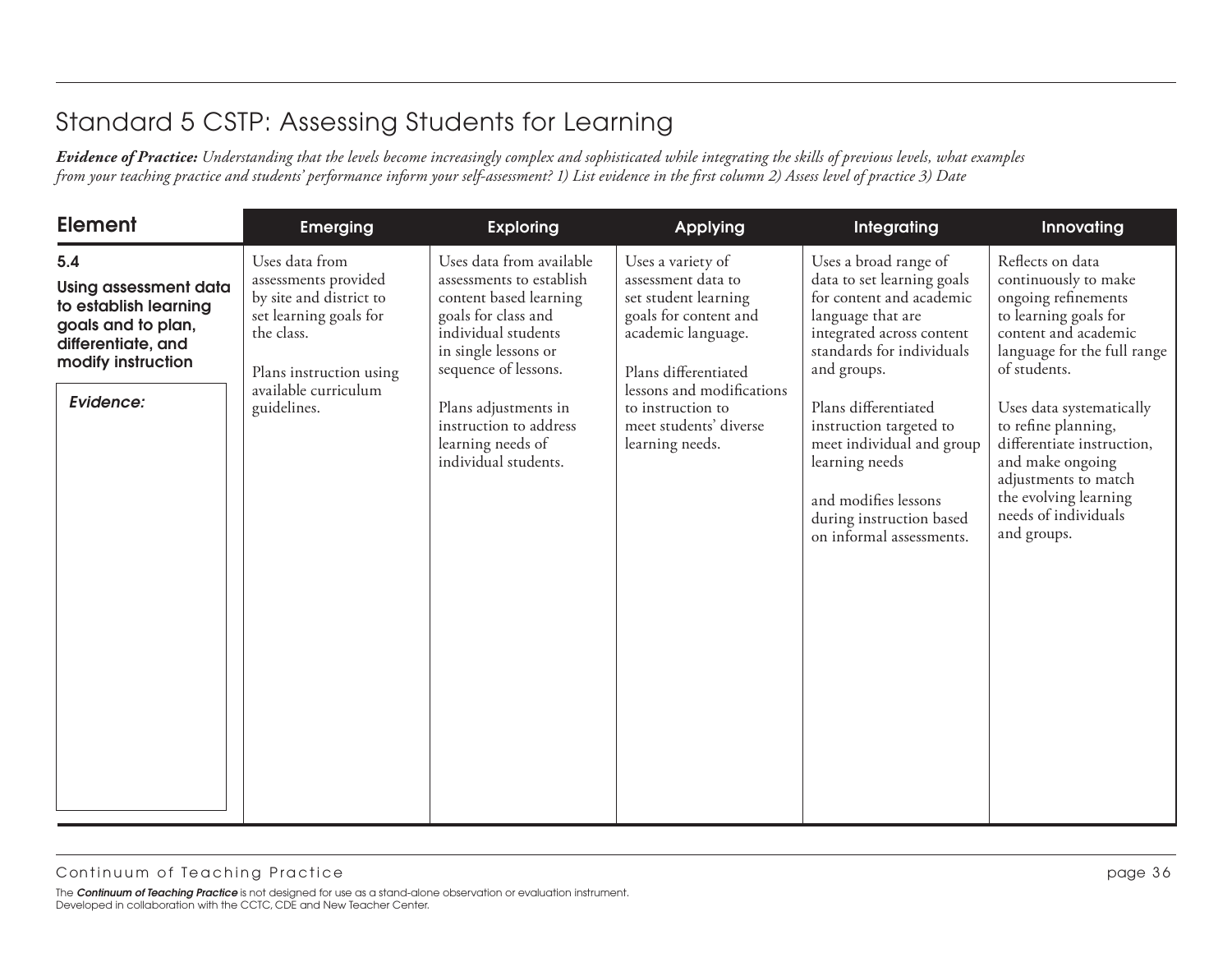# Standard 5 CSTP: Assessing Students for Learning

***Evidence of Practice:*** *Understanding that the levels become increasingly complex and sophisticated while integrating the skills of previous levels, what examples from your teaching practice and students' performance inform your self-assessment? 1) List evidence in the first column 2) Assess level of practice 3) Date*

| Element | Emerging | Exploring | Applying | Integrating | Innovating |
|---|---|---|---|---|---|
| **5.4 Using assessment data to establish learning goals and to plan, differentiate, and modify instruction**<br><br>***Evidence:*** | Uses data from assessments provided by site and district to set learning goals for the class.<br><br>Plans instruction using available curriculum guidelines. | Uses data from available assessments to establish content based learning goals for class and individual students in single lessons or sequence of lessons.<br><br>Plans adjustments in instruction to address learning needs of individual students. | Uses a variety of assessment data to set student learning goals for content and academic language.<br><br>Plans differentiated lessons and modifications to instruction to meet students' diverse learning needs. | Uses a broad range of data to set learning goals for content and academic language that are integrated across content standards for individuals and groups.<br><br>Plans differentiated instruction targeted to meet individual and group learning needs<br><br>and modifies lessons during instruction based on informal assessments. | Reflects on data continuously to make ongoing refinements to learning goals for content and academic language for the full range of students.<br><br>Uses data systematically to refine planning, differentiate instruction, and make ongoing adjustments to match the evolving learning needs of individuals and groups. |

The ***Continuum of Teaching Practice*** is not designed for use as a stand-alone observation or evaluation instrument.
Developed in collaboration with the CCTC, CDE and New Teacher Center.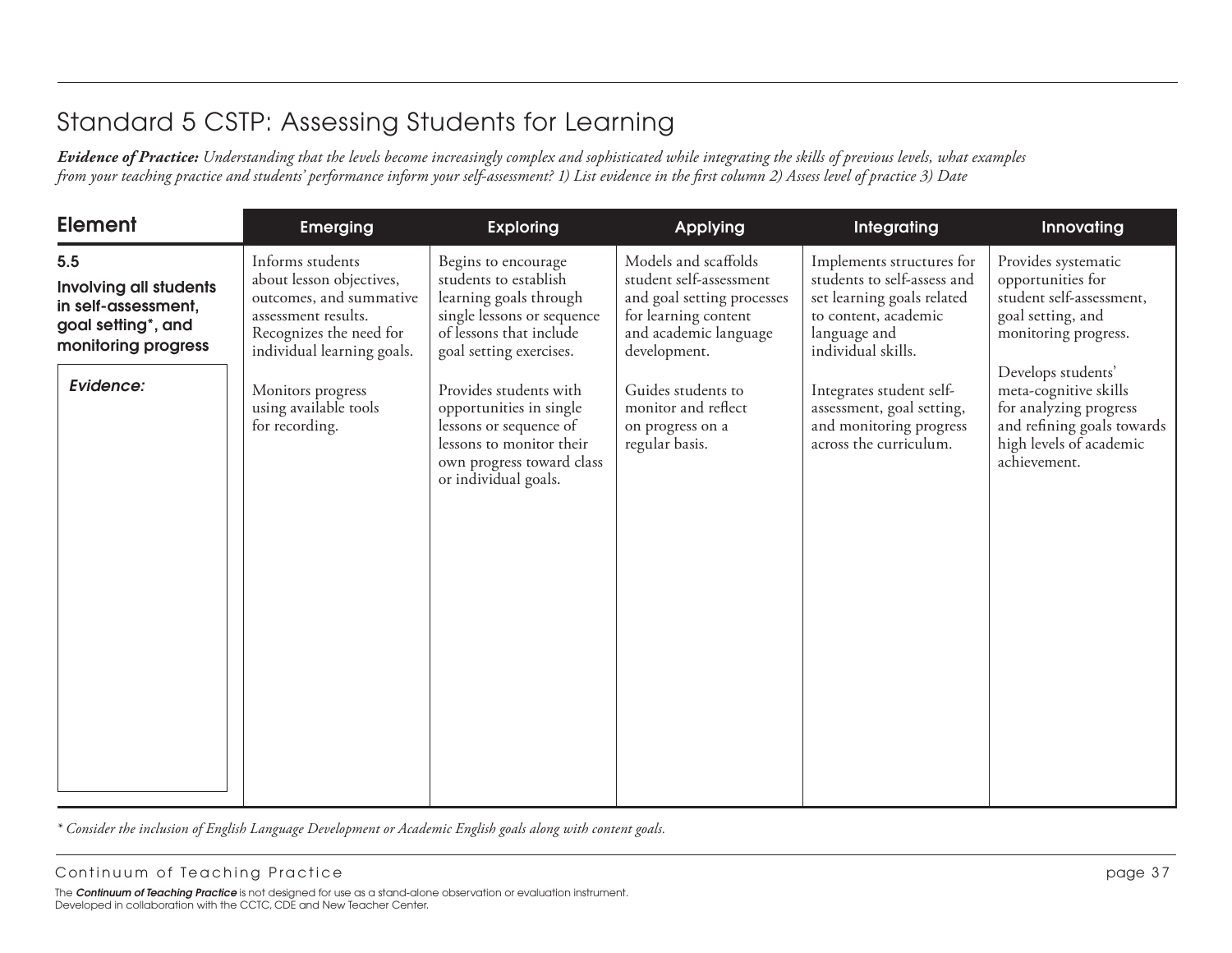## Standard 5 CSTP: Assessing Students for Learning

***Evidence of Practice:*** *Understanding that the levels become increasingly complex and sophisticated while integrating the skills of previous levels, what examples from your teaching practice and students' performance inform your self-assessment? 1) List evidence in the first column 2) Assess level of practice 3) Date*

| Element | Emerging | Exploring | Applying | Integrating | Innovating |
|---|---|---|---|---|---|
| **5.5 Involving all students in self-assessment, goal setting\*, and monitoring progress**<br><br>*Evidence:* | Informs students about lesson objectives, outcomes, and summative assessment results. Recognizes the need for individual learning goals.<br><br>Monitors progress using available tools for recording. | Begins to encourage students to establish learning goals through single lessons or sequence of lessons that include goal setting exercises.<br><br>Provides students with opportunities in single lessons or sequence of lessons to monitor their own progress toward class or individual goals. | Models and scaffolds student self-assessment and goal setting processes for learning content and academic language development.<br><br>Guides students to monitor and reflect on progress on a regular basis. | Implements structures for students to self-assess and set learning goals related to content, academic language and individual skills.<br><br>Integrates student self-assessment, goal setting, and monitoring progress across the curriculum. | Provides systematic opportunities for student self-assessment, goal setting, and monitoring progress.<br><br>Develops students' meta-cognitive skills for analyzing progress and refining goals towards high levels of academic achievement. |

*\* Consider the inclusion of English Language Development or Academic English goals along with content goals.*

The ***Continuum of Teaching Practice*** is not designed for use as a stand-alone observation or evaluation instrument.
Developed in collaboration with the CCTC, CDE and New Teacher Center.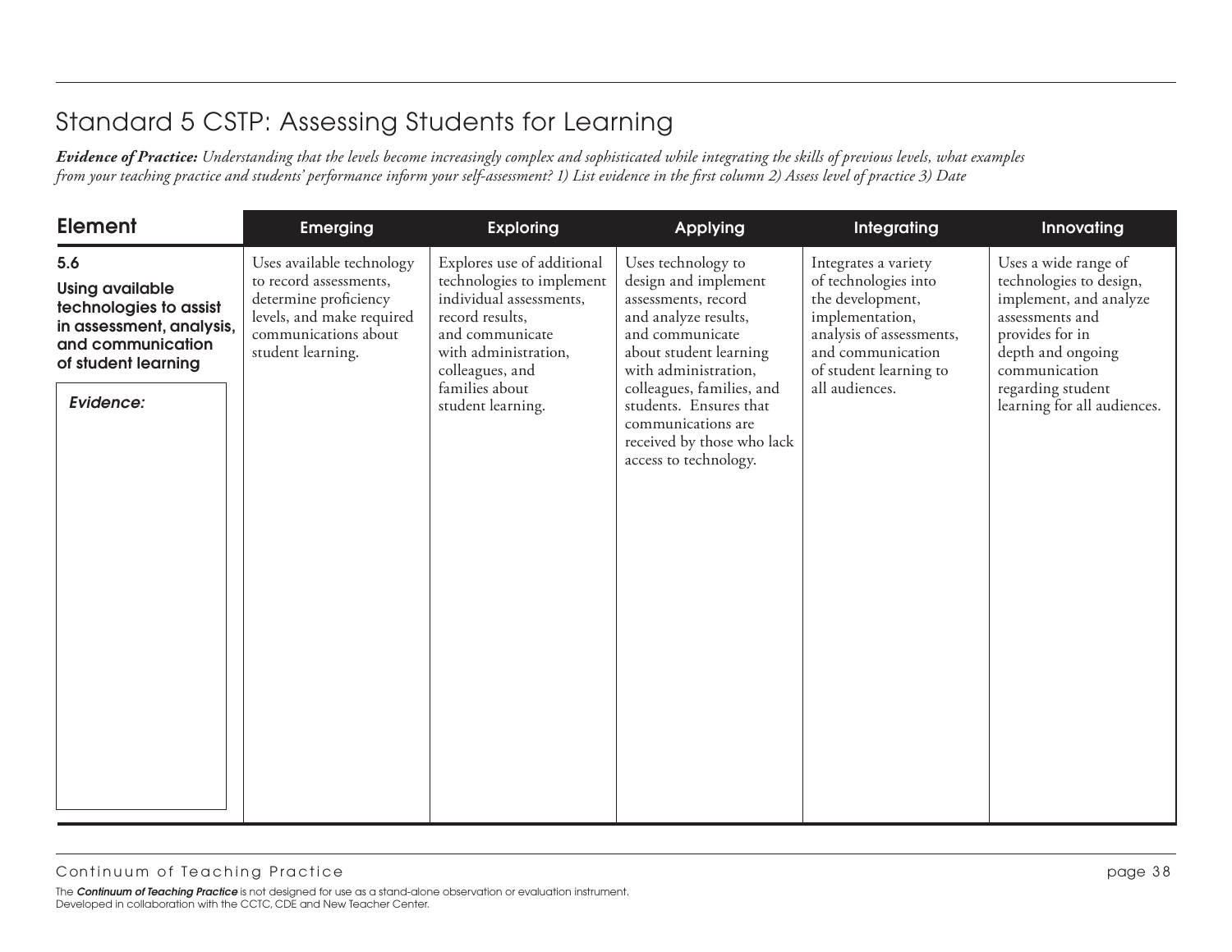# Standard 5 CSTP: Assessing Students for Learning

***Evidence of Practice:*** *Understanding that the levels become increasingly complex and sophisticated while integrating the skills of previous levels, what examples from your teaching practice and students' performance inform your self-assessment? 1) List evidence in the first column 2) Assess level of practice 3) Date*

| Element | Emerging | Exploring | Applying | Integrating | Innovating |
|---|---|---|---|---|---|
| **5.6** **Using available technologies to assist in assessment, analysis, and communication of student learning** *Evidence:* | Uses available technology to record assessments, determine proficiency levels, and make required communications about student learning. | Explores use of additional technologies to implement individual assessments, record results, and communicate with administration, colleagues, and families about student learning. | Uses technology to design and implement assessments, record and analyze results, and communicate about student learning with administration, colleagues, families, and students. Ensures that communications are received by those who lack access to technology. | Integrates a variety of technologies into the development, implementation, analysis of assessments, and communication of student learning to all audiences. | Uses a wide range of technologies to design, implement, and analyze assessments and provides for in depth and ongoing communication regarding student learning for all audiences. |

Continuum of Teaching Practice

The ***Continuum of Teaching Practice*** is not designed for use as a stand-alone observation or evaluation instrument.
Developed in collaboration with the CCTC, CDE and New Teacher Center.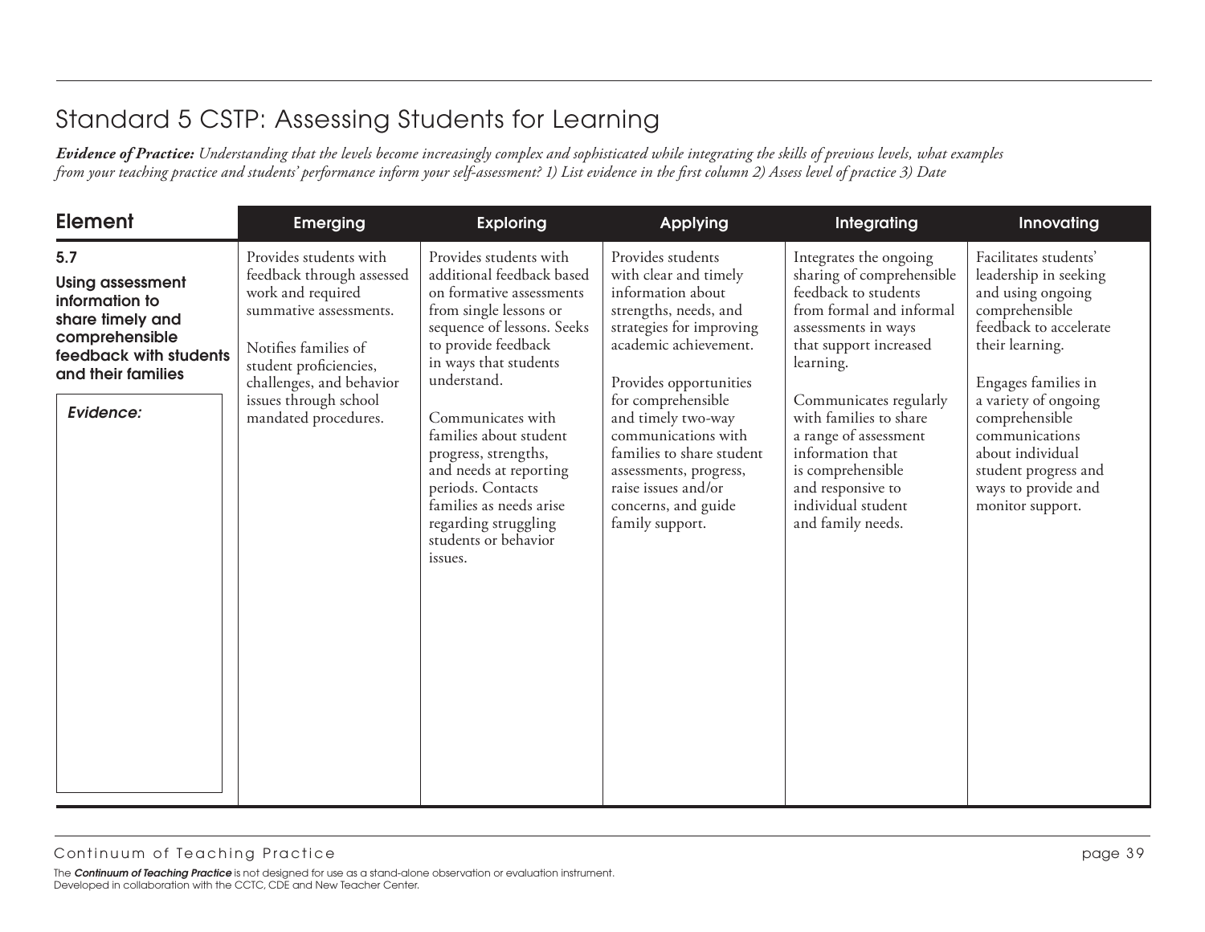## Standard 5 CSTP: Assessing Students for Learning

***Evidence of Practice:*** *Understanding that the levels become increasingly complex and sophisticated while integrating the skills of previous levels, what examples from your teaching practice and students' performance inform your self-assessment? 1) List evidence in the first column 2) Assess level of practice 3) Date*

| Element | Emerging | Exploring | Applying | Integrating | Innovating |
|---|---|---|---|---|---|
| **5.7** **Using assessment information to share timely and comprehensible feedback with students and their families** *Evidence:* | Provides students with feedback through assessed work and required summative assessments. Notifies families of student proficiencies, challenges, and behavior issues through school mandated procedures. | Provides students with additional feedback based on formative assessments from single lessons or sequence of lessons. Seeks to provide feedback in ways that students understand. Communicates with families about student progress, strengths, and needs at reporting periods. Contacts families as needs arise regarding struggling students or behavior issues. | Provides students with clear and timely information about strengths, needs, and strategies for improving academic achievement. Provides opportunities for comprehensible and timely two-way communications with families to share student assessments, progress, raise issues and/or concerns, and guide family support. | Integrates the ongoing sharing of comprehensible feedback to students from formal and informal assessments in ways that support increased learning. Communicates regularly with families to share a range of assessment information that is comprehensible and responsive to individual student and family needs. | Facilitates students' leadership in seeking and using ongoing comprehensible feedback to accelerate their learning. Engages families in a variety of ongoing comprehensible communications about individual student progress and ways to provide and monitor support. |

Continuum of Teaching Practice

The ***Continuum of Teaching Practice*** is not designed for use as a stand-alone observation or evaluation instrument.
Developed in collaboration with the CCTC, CDE and New Teacher Center.